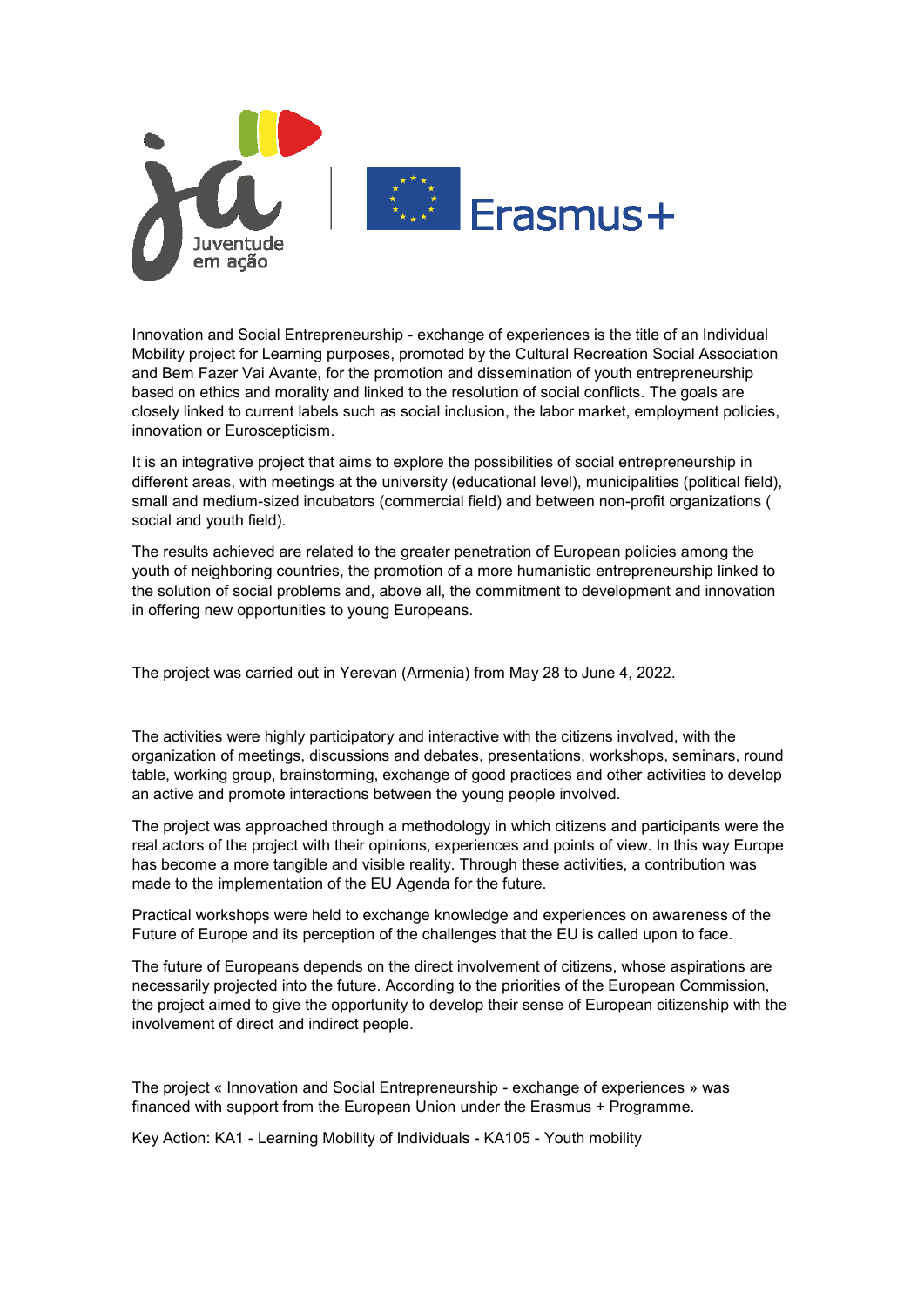Innovation and Social Entrepreneurship - exchange of experiences is the title of an Individual Mobility project for Learning purposes, promoted by the Cultural Recreation Social Association and Bem Fazer Vai Avante, for the promotion and dissemination of youth entrepreneurship based on ethics and morality and linked to the resolution of social conflicts. The goals are closely linked to current labels such as social inclusion, the labor market, employment policies, innovation or Euroscepticism.

It is an integrative project that aims to explore the possibilities of social entrepreneurship in different areas, with meetings at the university (educational level), municipalities (political field), small and medium-sized incubators (commercial field) and between non-profit organizations ( social and youth field).

The results achieved are related to the greater penetration of European policies among the youth of neighboring countries, the promotion of a more humanistic entrepreneurship linked to the solution of social problems and, above all, the commitment to development and innovation in offering new opportunities to young Europeans.

The project was carried out in Yerevan (Armenia) from May 28 to June 4, 2022.

The activities were highly participatory and interactive with the citizens involved, with the organization of meetings, discussions and debates, presentations, workshops, seminars, round table, working group, brainstorming, exchange of good practices and other activities to develop an active and promote interactions between the young people involved.

The project was approached through a methodology in which citizens and participants were the real actors of the project with their opinions, experiences and points of view. In this way Europe has become a more tangible and visible reality. Through these activities, a contribution was made to the implementation of the EU Agenda for the future.

Practical workshops were held to exchange knowledge and experiences on awareness of the Future of Europe and its perception of the challenges that the EU is called upon to face.

The future of Europeans depends on the direct involvement of citizens, whose aspirations are necessarily projected into the future. According to the priorities of the European Commission, the project aimed to give the opportunity to develop their sense of European citizenship with the involvement of direct and indirect people.

The project « Innovation and Social Entrepreneurship - exchange of experiences » was financed with support from the European Union under the Erasmus + Programme.

Key Action: KA1 - Learning Mobility of Individuals - KA105 - Youth mobility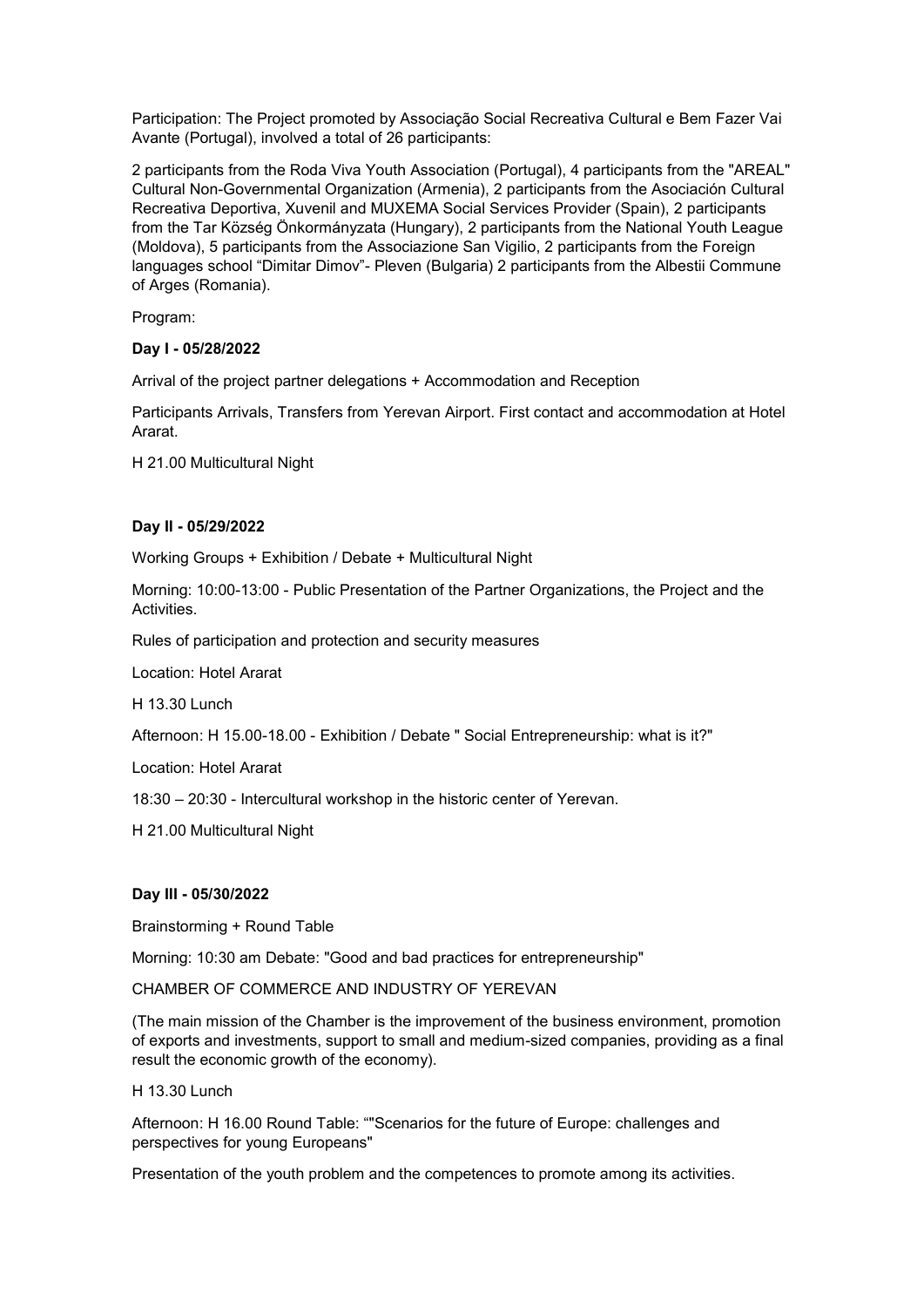Participation: The Project promoted by Associação Social Recreativa Cultural e Bem Fazer Vai Avante (Portugal), involved a total of 26 participants:

2 participants from the Roda Viva Youth Association (Portugal), 4 participants from the "AREAL" Cultural Non-Governmental Organization (Armenia), 2 participants from the Asociación Cultural Recreativa Deportiva, Xuvenil and MUXEMA Social Services Provider (Spain), 2 participants from the Tar Község Önkormányzata (Hungary), 2 participants from the National Youth League (Moldova), 5 participants from the Associazione San Vigilio, 2 participants from the Foreign languages school "Dimitar Dimov"- Pleven (Bulgaria) 2 participants from the Albestii Commune of Arges (Romania).

Program:

**Day I - 05/28/2022**

Arrival of the project partner delegations + Accommodation and Reception

Participants Arrivals, Transfers from Yerevan Airport. First contact and accommodation at Hotel Ararat.

H 21.00 Multicultural Night

**Day II - 05/29/2022**

Working Groups + Exhibition / Debate + Multicultural Night

Morning: 10:00-13:00 - Public Presentation of the Partner Organizations, the Project and the Activities.

Rules of participation and protection and security measures

Location: Hotel Ararat

H 13.30 Lunch

Afternoon: H 15.00-18.00 - Exhibition / Debate " Social Entrepreneurship: what is it?"

Location: Hotel Ararat

18:30 – 20:30 - Intercultural workshop in the historic center of Yerevan.

H 21.00 Multicultural Night

**Day III - 05/30/2022**

Brainstorming + Round Table

Morning: 10:30 am Debate: "Good and bad practices for entrepreneurship"

CHAMBER OF COMMERCE AND INDUSTRY OF YEREVAN

(The main mission of the Chamber is the improvement of the business environment, promotion of exports and investments, support to small and medium-sized companies, providing as a final result the economic growth of the economy).

H 13.30 Lunch

Afternoon: H 16.00 Round Table: ""Scenarios for the future of Europe: challenges and perspectives for young Europeans"

Presentation of the youth problem and the competences to promote among its activities.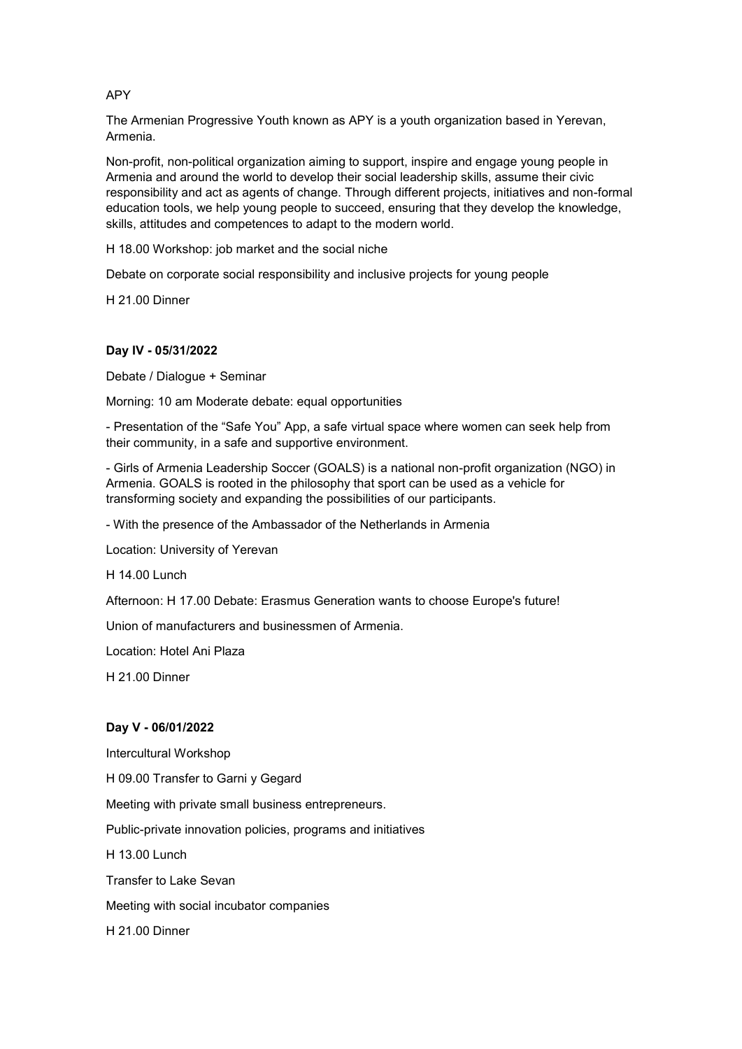APY

The Armenian Progressive Youth known as APY is a youth organization based in Yerevan, Armenia.

Non-profit, non-political organization aiming to support, inspire and engage young people in Armenia and around the world to develop their social leadership skills, assume their civic responsibility and act as agents of change. Through different projects, initiatives and non-formal education tools, we help young people to succeed, ensuring that they develop the knowledge, skills, attitudes and competences to adapt to the modern world.

H 18.00 Workshop: job market and the social niche

Debate on corporate social responsibility and inclusive projects for young people

H 21.00 Dinner

**Day IV - 05/31/2022**

Debate / Dialogue + Seminar

Morning: 10 am Moderate debate: equal opportunities

- Presentation of the “Safe You” App, a safe virtual space where women can seek help from their community, in a safe and supportive environment.
- Girls of Armenia Leadership Soccer (GOALS) is a national non-profit organization (NGO) in Armenia. GOALS is rooted in the philosophy that sport can be used as a vehicle for transforming society and expanding the possibilities of our participants.
- With the presence of the Ambassador of the Netherlands in Armenia

Location: University of Yerevan

H 14.00 Lunch

Afternoon: H 17.00 Debate: Erasmus Generation wants to choose Europe's future!

Union of manufacturers and businessmen of Armenia.

Location: Hotel Ani Plaza

H 21.00 Dinner

**Day V - 06/01/2022**

Intercultural Workshop

H 09.00 Transfer to Garni y Gegard

Meeting with private small business entrepreneurs.

Public-private innovation policies, programs and initiatives

H 13.00 Lunch

Transfer to Lake Sevan

Meeting with social incubator companies

H 21.00 Dinner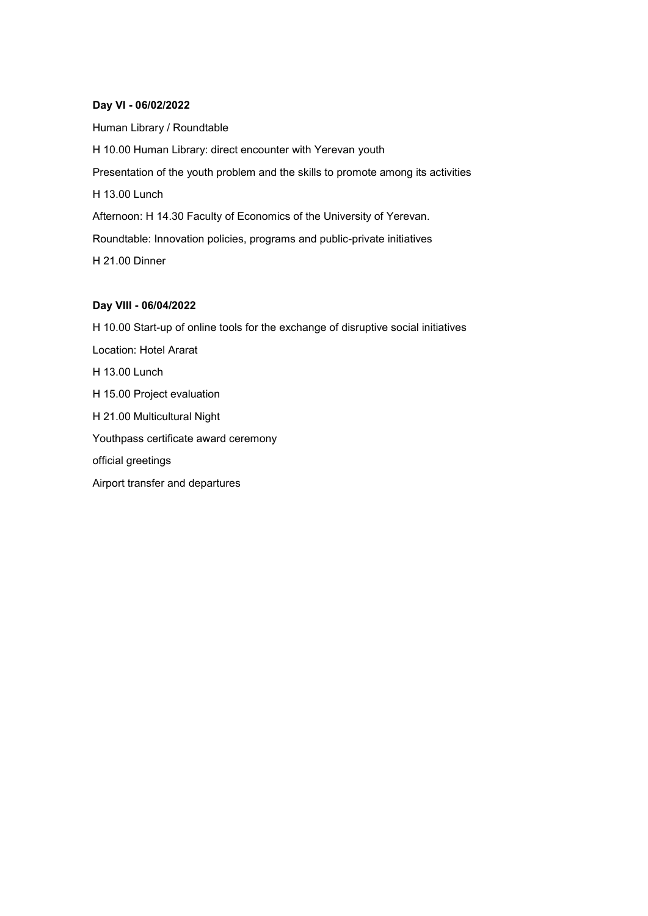**Day VI - 06/02/2022**

Human Library / Roundtable

H 10.00 Human Library: direct encounter with Yerevan youth

Presentation of the youth problem and the skills to promote among its activities

H 13.00 Lunch

Afternoon: H 14.30 Faculty of Economics of the University of Yerevan.

Roundtable: Innovation policies, programs and public-private initiatives

H 21.00 Dinner

**Day VIII - 06/04/2022**

H 10.00 Start-up of online tools for the exchange of disruptive social initiatives

Location: Hotel Ararat

H 13.00 Lunch

H 15.00 Project evaluation

H 21.00 Multicultural Night

Youthpass certificate award ceremony

official greetings

Airport transfer and departures